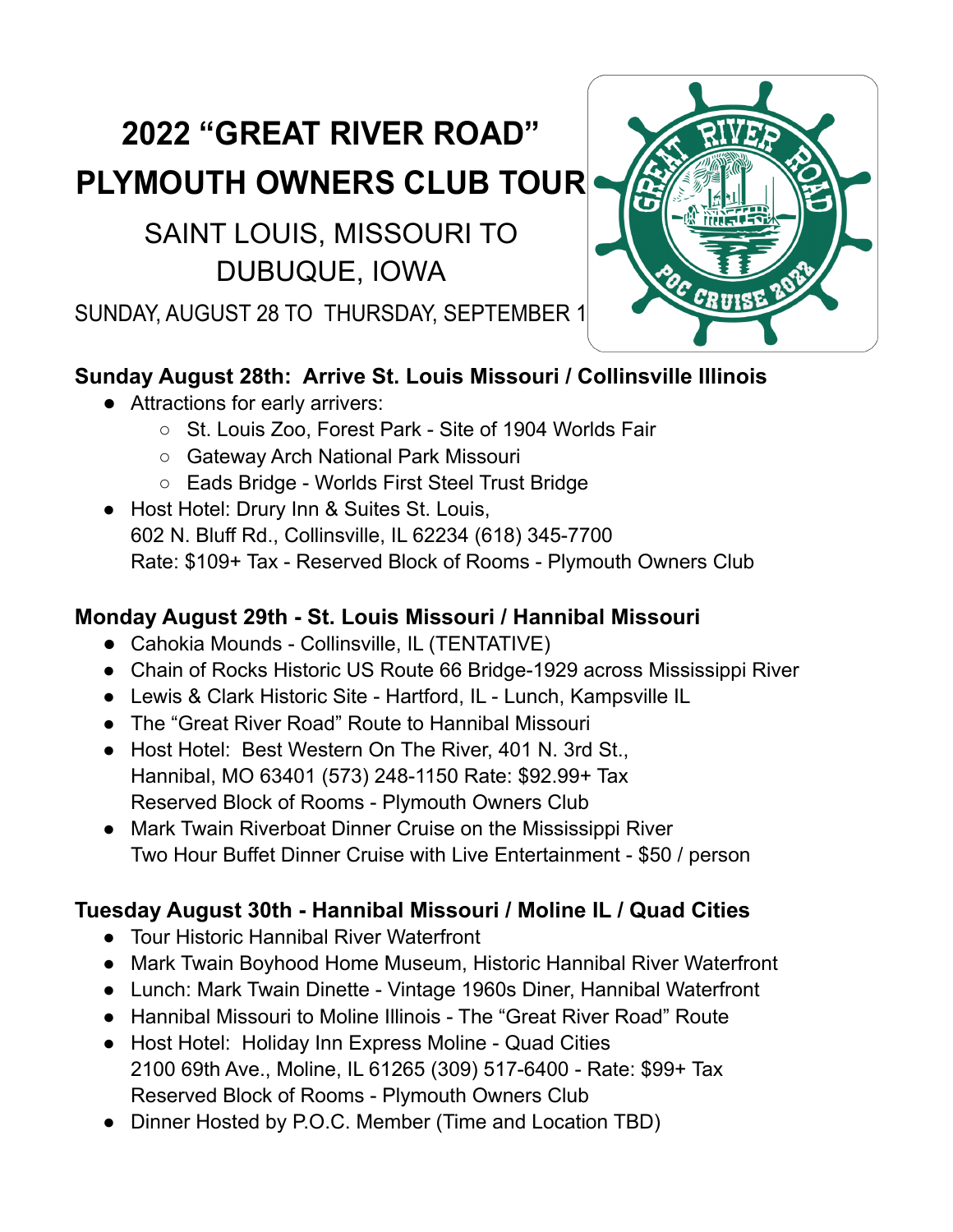# 2022 "GREAT RIVER ROAD" PLYMOUTH OWNERS CLUB TOUR

## SAINT LOUIS, MISSOURI TO DUBUQUE, IOWA

SUNDAY, AUGUST 28 TO THURSDAY, SEPTEMBER 1

### Sunday August 28th: Arrive St. Louis Missouri / Collinsville Illinois

- Attractions for early arrivers:
  - St. Louis Zoo, Forest Park - Site of 1904 Worlds Fair
  - Gateway Arch National Park Missouri
  - Eads Bridge - Worlds First Steel Trust Bridge
- Host Hotel: Drury Inn & Suites St. Louis,
  602 N. Bluff Rd., Collinsville, IL 62234 (618) 345-7700
  Rate: $109+ Tax - Reserved Block of Rooms - Plymouth Owners Club

### Monday August 29th - St. Louis Missouri / Hannibal Missouri

- Cahokia Mounds - Collinsville, IL (TENTATIVE)
- Chain of Rocks Historic US Route 66 Bridge-1929 across Mississippi River
- Lewis & Clark Historic Site - Hartford, IL - Lunch, Kampsville IL
- The "Great River Road" Route to Hannibal Missouri
- Host Hotel: Best Western On The River, 401 N. 3rd St.,
  Hannibal, MO 63401 (573) 248-1150 Rate: $92.99+ Tax
  Reserved Block of Rooms - Plymouth Owners Club
- Mark Twain Riverboat Dinner Cruise on the Mississippi River
  Two Hour Buffet Dinner Cruise with Live Entertainment - $50 / person

### Tuesday August 30th - Hannibal Missouri / Moline IL / Quad Cities

- Tour Historic Hannibal River Waterfront
- Mark Twain Boyhood Home Museum, Historic Hannibal River Waterfront
- Lunch: Mark Twain Dinette - Vintage 1960s Diner, Hannibal Waterfront
- Hannibal Missouri to Moline Illinois - The "Great River Road" Route
- Host Hotel: Holiday Inn Express Moline - Quad Cities
  2100 69th Ave., Moline, IL 61265 (309) 517-6400 - Rate: $99+ Tax
  Reserved Block of Rooms - Plymouth Owners Club
- Dinner Hosted by P.O.C. Member (Time and Location TBD)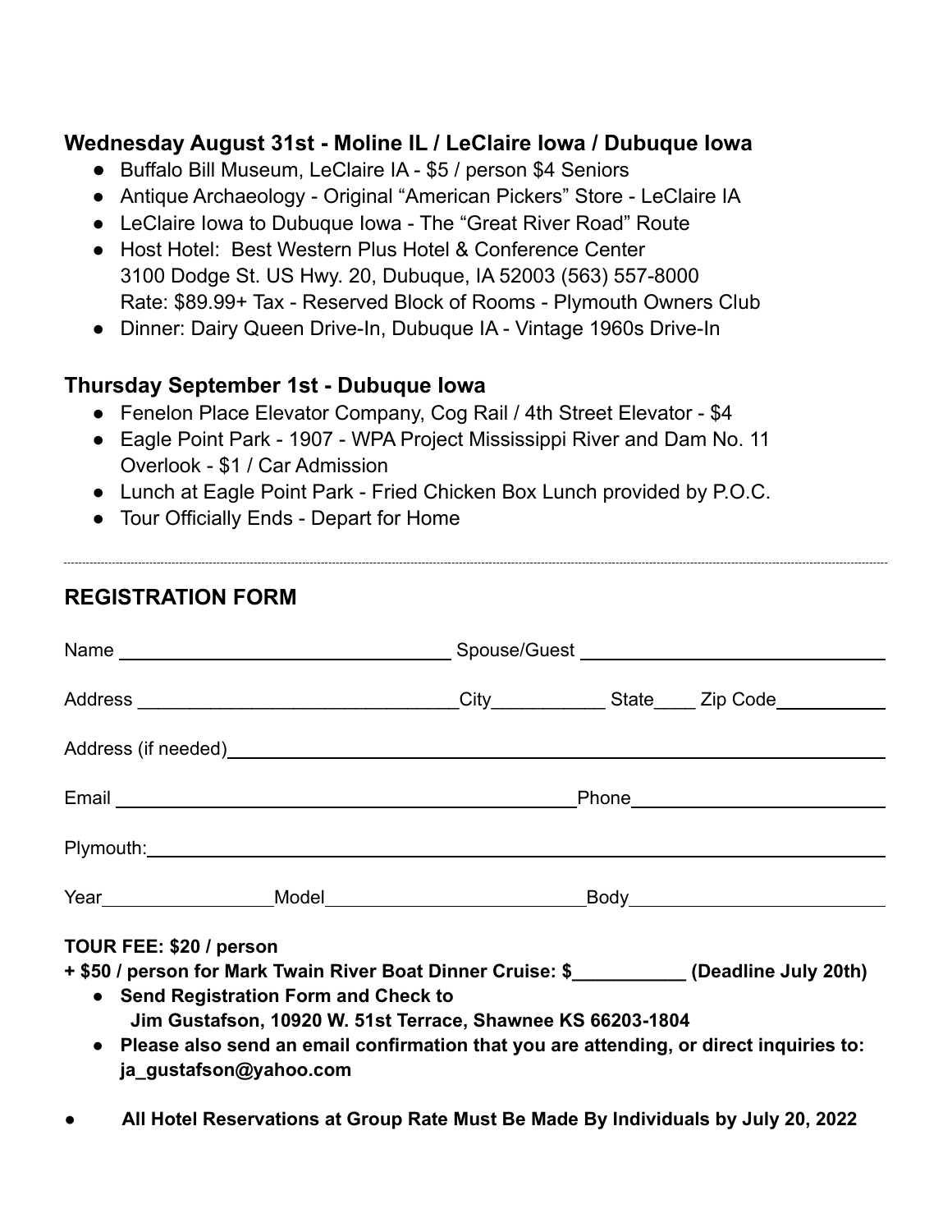### Wednesday August 31st - Moline IL / LeClaire Iowa / Dubuque Iowa

- Buffalo Bill Museum, LeClaire IA - $5 / person $4 Seniors
- Antique Archaeology - Original "American Pickers" Store - LeClaire IA
- LeClaire Iowa to Dubuque Iowa - The "Great River Road" Route
- Host Hotel: Best Western Plus Hotel & Conference Center
  3100 Dodge St. US Hwy. 20, Dubuque, IA 52003 (563) 557-8000
  Rate: $89.99+ Tax - Reserved Block of Rooms - Plymouth Owners Club
- Dinner: Dairy Queen Drive-In, Dubuque IA - Vintage 1960s Drive-In

### Thursday September 1st - Dubuque Iowa

- Fenelon Place Elevator Company, Cog Rail / 4th Street Elevator - $4
- Eagle Point Park - 1907 - WPA Project Mississippi River and Dam No. 11 Overlook - $1 / Car Admission
- Lunch at Eagle Point Park - Fried Chicken Box Lunch provided by P.O.C.
- Tour Officially Ends - Depart for Home

---

## REGISTRATION FORM

Name ______________________________ Spouse/Guest ______________________________

Address ______________________________ City___________ State____ Zip Code___________

Address (if needed)______________________________________________________________

Email ______________________________________________ Phone________________________

Plymouth:_______________________________________________________________________

Year_________________ Model__________________________ Body________________________

**TOUR FEE: $20 / person**

**+ $50 / person for Mark Twain River Boat Dinner Cruise: $___________ (Deadline July 20th)**

- **Send Registration Form and Check to**
  **Jim Gustafson, 10920 W. 51st Terrace, Shawnee KS 66203-1804**
- **Please also send an email confirmation that you are attending, or direct inquiries to: ja_gustafson@yahoo.com**

- **All Hotel Reservations at Group Rate Must Be Made By Individuals by July 20, 2022**